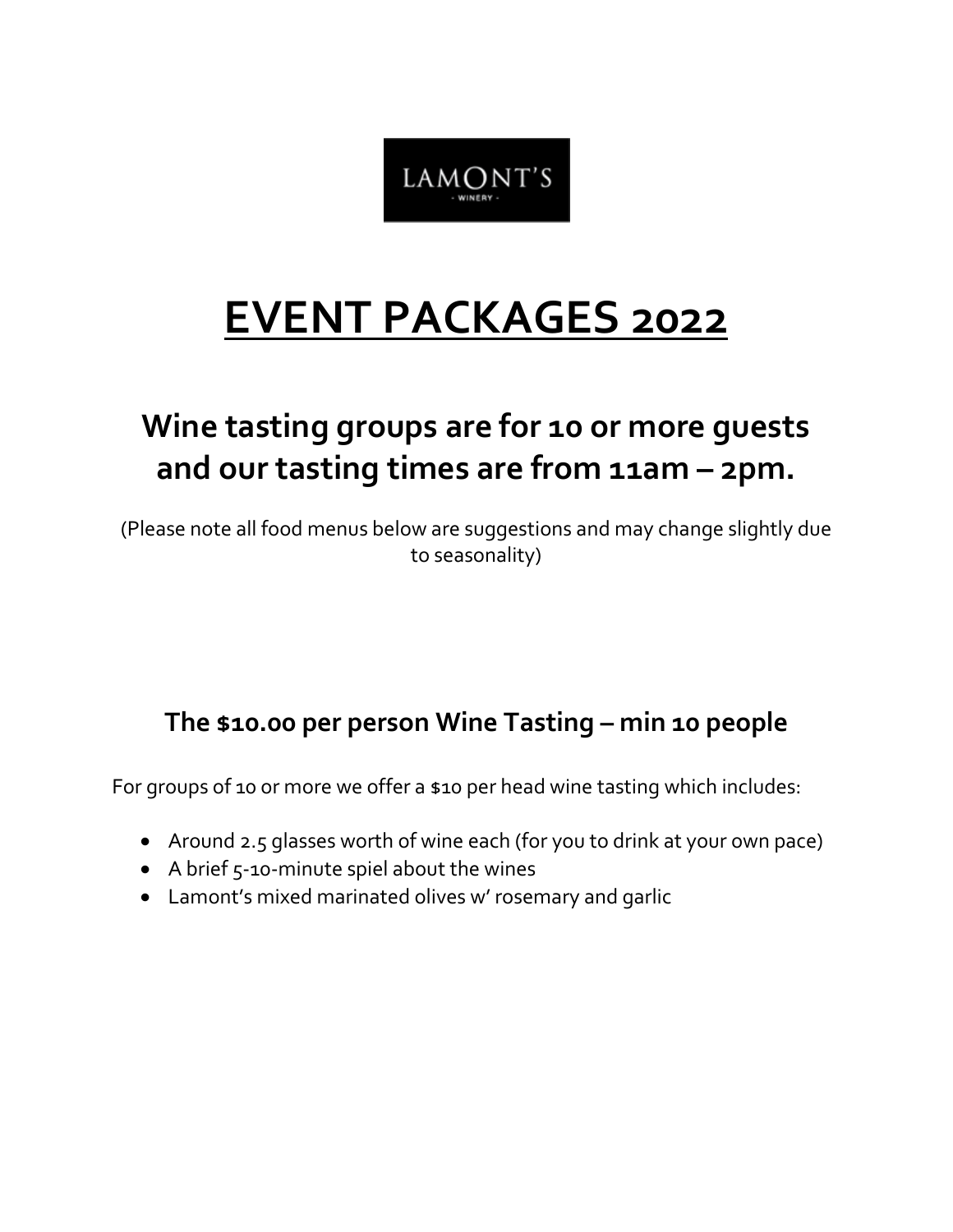LAMONT'S
- WINERY -

# EVENT PACKAGES 2022

## Wine tasting groups are for 10 or more guests and our tasting times are from 11am – 2pm.

(Please note all food menus below are suggestions and may change slightly due to seasonality)

### The $10.00 per person Wine Tasting – min 10 people

For groups of 10 or more we offer a $10 per head wine tasting which includes:

- Around 2.5 glasses worth of wine each (for you to drink at your own pace)
- A brief 5-10-minute spiel about the wines
- Lamont's mixed marinated olives w' rosemary and garlic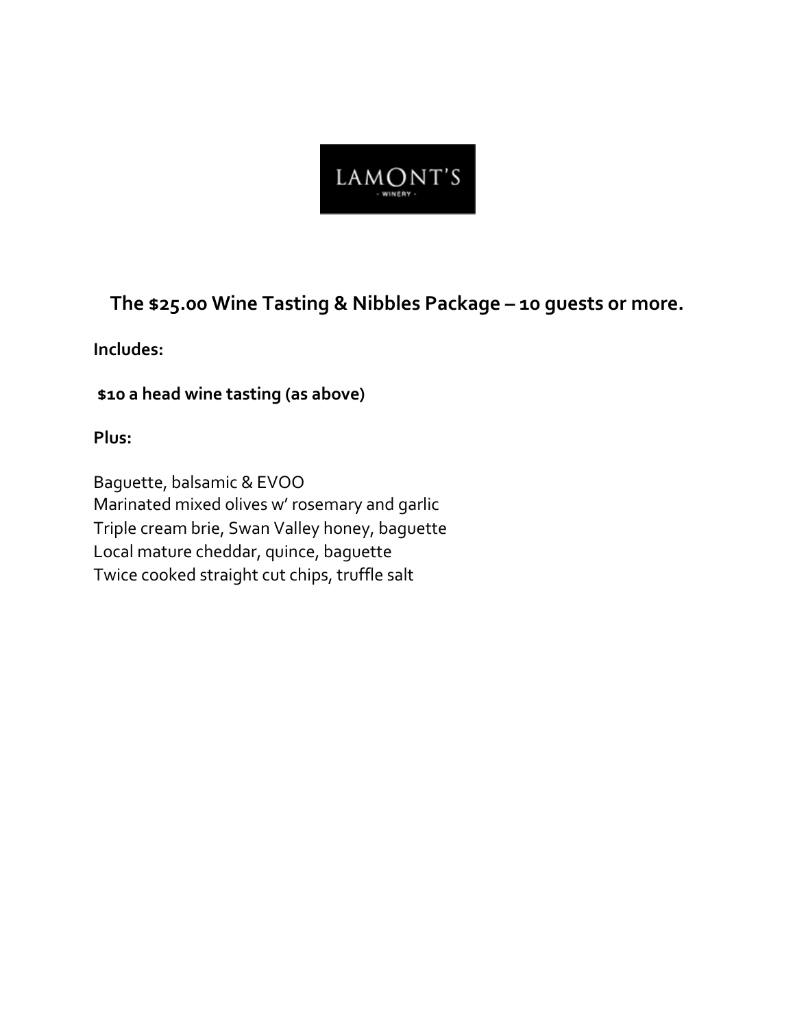LAMONT'S

- WINERY -

## The $25.00 Wine Tasting & Nibbles Package – 10 guests or more.

**Includes:**

**$10 a head wine tasting (as above)**

**Plus:**

Baguette, balsamic & EVOO
Marinated mixed olives w' rosemary and garlic
Triple cream brie, Swan Valley honey, baguette
Local mature cheddar, quince, baguette
Twice cooked straight cut chips, truffle salt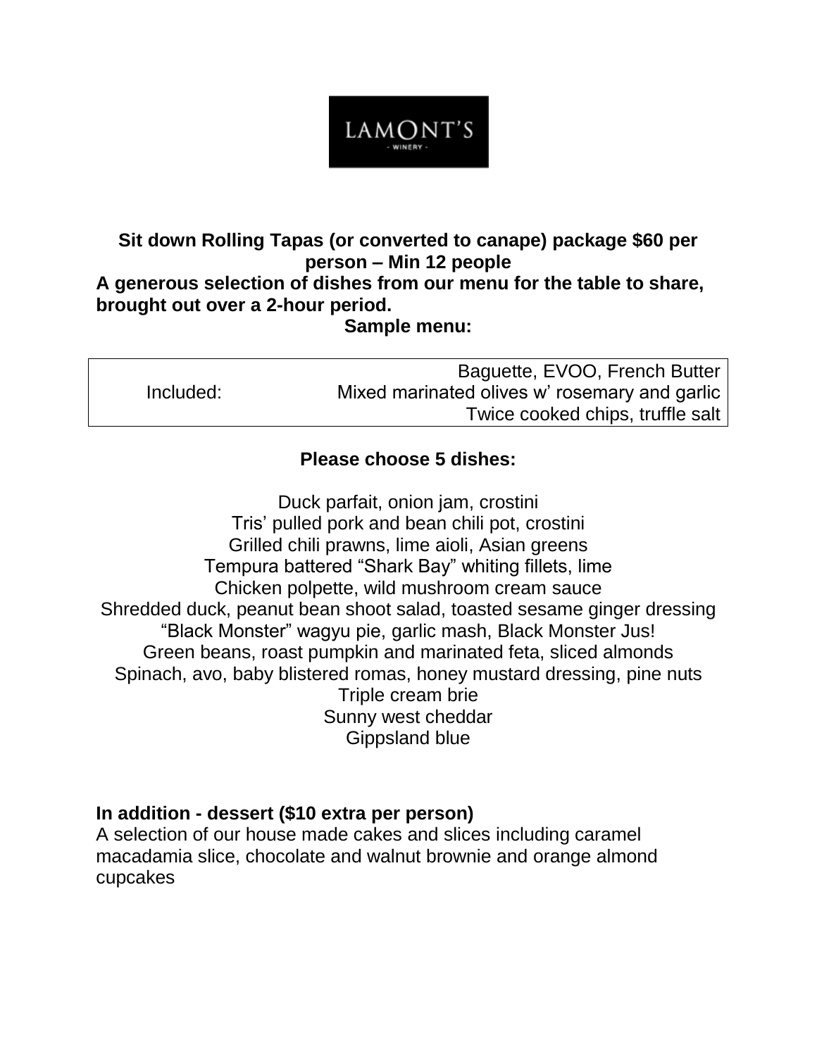LAMONT'S
- WINERY -

**Sit down Rolling Tapas (or converted to canape) package $60 per person – Min 12 people**

**A generous selection of dishes from our menu for the table to share, brought out over a 2-hour period.**

**Sample menu:**

| | |
|---|---|
| Included: | Baguette, EVOO, French Butter<br>Mixed marinated olives w' rosemary and garlic<br>Twice cooked chips, truffle salt |

**Please choose 5 dishes:**

Duck parfait, onion jam, crostini
Tris' pulled pork and bean chili pot, crostini
Grilled chili prawns, lime aioli, Asian greens
Tempura battered "Shark Bay" whiting fillets, lime
Chicken polpette, wild mushroom cream sauce
Shredded duck, peanut bean shoot salad, toasted sesame ginger dressing
"Black Monster" wagyu pie, garlic mash, Black Monster Jus!
Green beans, roast pumpkin and marinated feta, sliced almonds
Spinach, avo, baby blistered romas, honey mustard dressing, pine nuts
Triple cream brie
Sunny west cheddar
Gippsland blue

**In addition - dessert ($10 extra per person)**

A selection of our house made cakes and slices including caramel macadamia slice, chocolate and walnut brownie and orange almond cupcakes